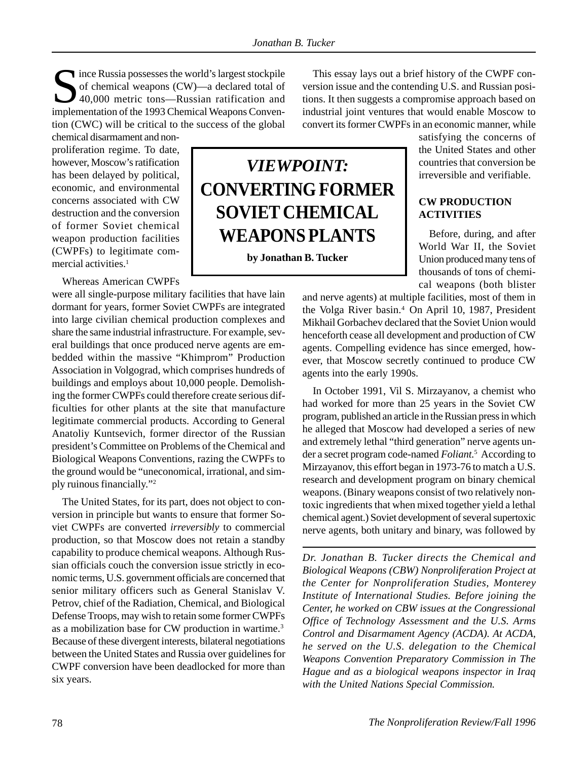# VIEWPOINT: CONVERTING FORMER SOVIET CHEMICAL WEAPONS PLANTS

**by Jonathan B. Tucker**

Since Russia possesses the world's largest stockpile of chemical weapons (CW)—a declared total of 40,000 metric tons—Russian ratification and implementation of the 1993 Chemical Weapons Convention (CWC) will be critical to the success of the global chemical disarmament and nonproliferation regime. To date, however, Moscow's ratification has been delayed by political, economic, and environmental concerns associated with CW destruction and the conversion of former Soviet chemical weapon production facilities (CWPFs) to legitimate commercial activities.[1]

Whereas American CWPFs were all single-purpose military facilities that have lain dormant for years, former Soviet CWPFs are integrated into large civilian chemical production complexes and share the same industrial infrastructure. For example, several buildings that once produced nerve agents are embedded within the massive "Khimprom" Production Association in Volgograd, which comprises hundreds of buildings and employs about 10,000 people. Demolishing the former CWPFs could therefore create serious difficulties for other plants at the site that manufacture legitimate commercial products. According to General Anatoliy Kuntsevich, former director of the Russian president's Committee on Problems of the Chemical and Biological Weapons Conventions, razing the CWPFs to the ground would be "uneconomical, irrational, and simply ruinous financially."[2]

The United States, for its part, does not object to conversion in principle but wants to ensure that former Soviet CWPFs are converted *irreversibly* to commercial production, so that Moscow does not retain a standby capability to produce chemical weapons. Although Russian officials couch the conversion issue strictly in economic terms, U.S. government officials are concerned that senior military officers such as General Stanislav V. Petrov, chief of the Radiation, Chemical, and Biological Defense Troops, may wish to retain some former CWPFs as a mobilization base for CW production in wartime.[3] Because of these divergent interests, bilateral negotiations between the United States and Russia over guidelines for CWPF conversion have been deadlocked for more than six years.

This essay lays out a brief history of the CWPF conversion issue and the contending U.S. and Russian positions. It then suggests a compromise approach based on industrial joint ventures that would enable Moscow to convert its former CWPFs in an economic manner, while satisfying the concerns of the United States and other countries that conversion be irreversible and verifiable.

## CW PRODUCTION ACTIVITIES

Before, during, and after World War II, the Soviet Union produced many tens of thousands of tons of chemical weapons (both blister and nerve agents) at multiple facilities, most of them in the Volga River basin.[4] On April 10, 1987, President Mikhail Gorbachev declared that the Soviet Union would henceforth cease all development and production of CW agents. Compelling evidence has since emerged, however, that Moscow secretly continued to produce CW agents into the early 1990s.

In October 1991, Vil S. Mirzayanov, a chemist who had worked for more than 25 years in the Soviet CW program, published an article in the Russian press in which he alleged that Moscow had developed a series of new and extremely lethal "third generation" nerve agents under a secret program code-named *Foliant*.[5] According to Mirzayanov, this effort began in 1973-76 to match a U.S. research and development program on binary chemical weapons. (Binary weapons consist of two relatively nontoxic ingredients that when mixed together yield a lethal chemical agent.) Soviet development of several supertoxic nerve agents, both unitary and binary, was followed by

---

*Dr. Jonathan B. Tucker directs the Chemical and Biological Weapons (CBW) Nonproliferation Project at the Center for Nonproliferation Studies, Monterey Institute of International Studies. Before joining the Center, he worked on CBW issues at the Congressional Office of Technology Assessment and the U.S. Arms Control and Disarmament Agency (ACDA). At ACDA, he served on the U.S. delegation to the Chemical Weapons Convention Preparatory Commission in The Hague and as a biological weapons inspector in Iraq with the United Nations Special Commission.*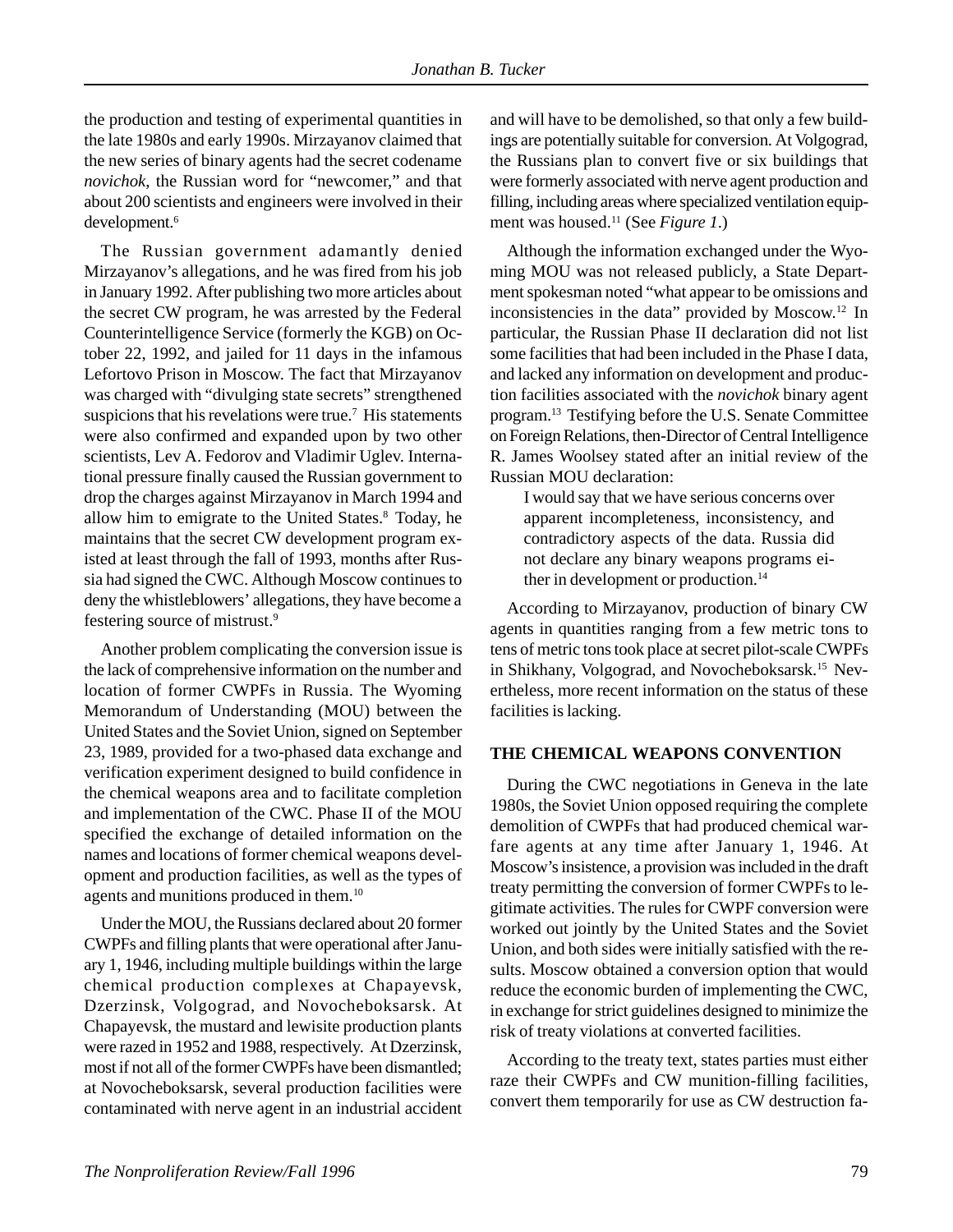the production and testing of experimental quantities in the late 1980s and early 1990s. Mirzayanov claimed that the new series of binary agents had the secret codename *novichok*, the Russian word for "newcomer," and that about 200 scientists and engineers were involved in their development.[6]

The Russian government adamantly denied Mirzayanov's allegations, and he was fired from his job in January 1992. After publishing two more articles about the secret CW program, he was arrested by the Federal Counterintelligence Service (formerly the KGB) on October 22, 1992, and jailed for 11 days in the infamous Lefortovo Prison in Moscow. The fact that Mirzayanov was charged with "divulging state secrets" strengthened suspicions that his revelations were true.[7] His statements were also confirmed and expanded upon by two other scientists, Lev A. Fedorov and Vladimir Uglev. International pressure finally caused the Russian government to drop the charges against Mirzayanov in March 1994 and allow him to emigrate to the United States.[8] Today, he maintains that the secret CW development program existed at least through the fall of 1993, months after Russia had signed the CWC. Although Moscow continues to deny the whistleblowers' allegations, they have become a festering source of mistrust.[9]

Another problem complicating the conversion issue is the lack of comprehensive information on the number and location of former CWPFs in Russia. The Wyoming Memorandum of Understanding (MOU) between the United States and the Soviet Union, signed on September 23, 1989, provided for a two-phased data exchange and verification experiment designed to build confidence in the chemical weapons area and to facilitate completion and implementation of the CWC. Phase II of the MOU specified the exchange of detailed information on the names and locations of former chemical weapons development and production facilities, as well as the types of agents and munitions produced in them.[10]

Under the MOU, the Russians declared about 20 former CWPFs and filling plants that were operational after January 1, 1946, including multiple buildings within the large chemical production complexes at Chapayevsk, Dzerzinsk, Volgograd, and Novocheboksarsk. At Chapayevsk, the mustard and lewisite production plants were razed in 1952 and 1988, respectively. At Dzerzinsk, most if not all of the former CWPFs have been dismantled; at Novocheboksarsk, several production facilities were contaminated with nerve agent in an industrial accident and will have to be demolished, so that only a few buildings are potentially suitable for conversion. At Volgograd, the Russians plan to convert five or six buildings that were formerly associated with nerve agent production and filling, including areas where specialized ventilation equipment was housed.[11] (See *Figure 1*.)

Although the information exchanged under the Wyoming MOU was not released publicly, a State Department spokesman noted "what appear to be omissions and inconsistencies in the data" provided by Moscow.[12] In particular, the Russian Phase II declaration did not list some facilities that had been included in the Phase I data, and lacked any information on development and production facilities associated with the *novichok* binary agent program.[13] Testifying before the U.S. Senate Committee on Foreign Relations, then-Director of Central Intelligence R. James Woolsey stated after an initial review of the Russian MOU declaration:

> I would say that we have serious concerns over apparent incompleteness, inconsistency, and contradictory aspects of the data. Russia did not declare any binary weapons programs either in development or production.[14]

According to Mirzayanov, production of binary CW agents in quantities ranging from a few metric tons to tens of metric tons took place at secret pilot-scale CWPFs in Shikhany, Volgograd, and Novocheboksarsk.[15] Nevertheless, more recent information on the status of these facilities is lacking.

## THE CHEMICAL WEAPONS CONVENTION

During the CWC negotiations in Geneva in the late 1980s, the Soviet Union opposed requiring the complete demolition of CWPFs that had produced chemical warfare agents at any time after January 1, 1946. At Moscow's insistence, a provision was included in the draft treaty permitting the conversion of former CWPFs to legitimate activities. The rules for CWPF conversion were worked out jointly by the United States and the Soviet Union, and both sides were initially satisfied with the results. Moscow obtained a conversion option that would reduce the economic burden of implementing the CWC, in exchange for strict guidelines designed to minimize the risk of treaty violations at converted facilities.

According to the treaty text, states parties must either raze their CWPFs and CW munition-filling facilities, convert them temporarily for use as CW destruction fa-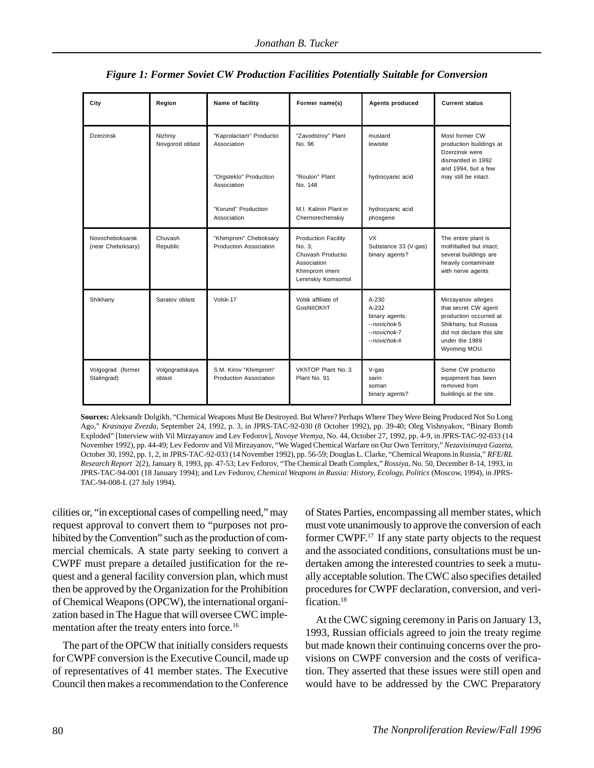***Figure 1: Former Soviet CW Production Facilities Potentially Suitable for Conversion***

| City | Region | Name of facility | Former name(s) | Agents produced | Current status |
|---|---|---|---|---|---|
| Dzerzinsk | Nizhniy Novgorod oblast | "Kaprolactam" Productio Association | "Zavodstroy" Plant No. 96 | mustard<br>lewisite | Most former CW production buildings at Dzerzinsk were dismantled in 1992 and 1994, but a few may still be intact. |
| | | "Orgsteklo" Production Association | "Roulon" Plant No. 148 | hydrocyanic acid | |
| | | "Korund" Production Association | M.I. Kalinin Plant in Chernorechenskiy | hydrocyanic acid<br>phosgene | |
| Novocheboksarsk (near Cheboksary) | Chuvash Republic | "Khimprom" Cheboksary Production Association | Production Facility No. 3; Chuvash Productio Association Khimprom imeni Leninskiy Komsomol | VX<br>Substance 33 (V-gas)<br>binary agents? | The entire plant is mothballed but intact; several buildings are heavily contaminate with nerve agents |
| Shikhany | Saratov oblast | Volsk-17 | Volsk affiliate of GosNIIOKhT | A-230<br>A-232<br>binary agents:<br>--*novichok*-5<br>--*novichok*-7<br>--*novichok*-# | Mirzayanov alleges that secret CW agent production occurred at Shikhany, but Russia did not declare this site under the 1989 Wyoming MOU. |
| Volgograd (former Stalingrad) | Volgogradskaya oblast | S.M. Kirov "Khimprom" Production Association | VKhTOP Plant No. 3 Plant No. 91 | V-gas<br>sarin<br>soman<br>binary agents? | Some CW productio equipment has been removed from buildings at the site. |

**Sources:** Aleksandr Dolgikh, "Chemical Weapons Must Be Destroyed. But Where? Perhaps Where They Were Being Produced Not So Long Ago," *Krasnaya Zvezda*, September 24, 1992, p. 3, in JPRS-TAC-92-030 (8 October 1992), pp. 39-40; Oleg Vishnyakov, "Binary Bomb Exploded" [Interview with Vil Mirzayanov and Lev Fedorov], *Novoye Vremya*, No. 44, October 27, 1992, pp. 4-9, in JPRS-TAC-92-033 (14 November 1992), pp. 44-49; Lev Fedorov and Vil Mirzayanov, "We Waged Chemical Warfare on Our Own Territory," *Nezavisimaya Gazeta*, October 30, 1992, pp. 1, 2, in JPRS-TAC-92-033 (14 November 1992), pp. 56-59; Douglas L. Clarke, "Chemical Weapons in Russia," *RFE/RL Research Report* 2(2), January 8, 1993, pp. 47-53; Lev Fedorov, "The Chemical Death Complex," *Rossiya*, No. 50, December 8-14, 1993, in JPRS-TAC-94-001 (18 January 1994); and Lev Fedorov, *Chemical Weapons in Russia: History, Ecology, Politics* (Moscow, 1994), in JPRS-TAC-94-008-L (27 July 1994).

cilities or, "in exceptional cases of compelling need," may request approval to convert them to "purposes not prohibited by the Convention" such as the production of commercial chemicals. A state party seeking to convert a CWPF must prepare a detailed justification for the request and a general facility conversion plan, which must then be approved by the Organization for the Prohibition of Chemical Weapons (OPCW), the international organization based in The Hague that will oversee CWC implementation after the treaty enters into force.[16]

The part of the OPCW that initially considers requests for CWPF conversion is the Executive Council, made up of representatives of 41 member states. The Executive Council then makes a recommendation to the Conference of States Parties, encompassing all member states, which must vote unanimously to approve the conversion of each former CWPF.[17] If any state party objects to the request and the associated conditions, consultations must be undertaken among the interested countries to seek a mutually acceptable solution. The CWC also specifies detailed procedures for CWPF declaration, conversion, and verification.[18]

At the CWC signing ceremony in Paris on January 13, 1993, Russian officials agreed to join the treaty regime but made known their continuing concerns over the provisions on CWPF conversion and the costs of verification. They asserted that these issues were still open and would have to be addressed by the CWC Preparatory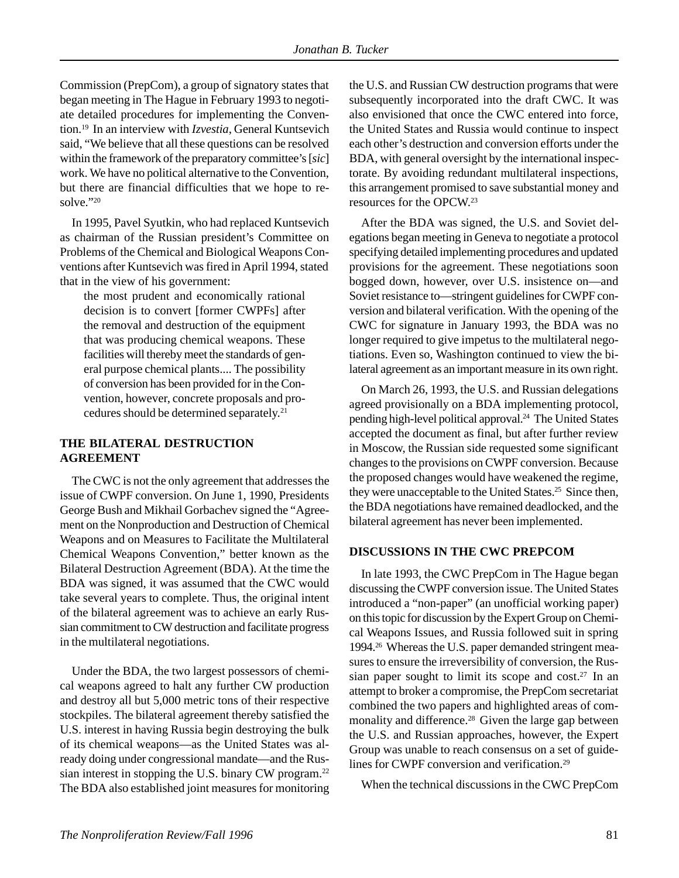Commission (PrepCom), a group of signatory states that began meeting in The Hague in February 1993 to negotiate detailed procedures for implementing the Convention.[19] In an interview with *Izvestia*, General Kuntsevich said, "We believe that all these questions can be resolved within the framework of the preparatory committee's [*sic*] work. We have no political alternative to the Convention, but there are financial difficulties that we hope to resolve."[20]

In 1995, Pavel Syutkin, who had replaced Kuntsevich as chairman of the Russian president's Committee on Problems of the Chemical and Biological Weapons Conventions after Kuntsevich was fired in April 1994, stated that in the view of his government:

> the most prudent and economically rational decision is to convert [former CWPFs] after the removal and destruction of the equipment that was producing chemical weapons. These facilities will thereby meet the standards of general purpose chemical plants.... The possibility of conversion has been provided for in the Convention, however, concrete proposals and procedures should be determined separately.[21]

## THE BILATERAL DESTRUCTION AGREEMENT

The CWC is not the only agreement that addresses the issue of CWPF conversion. On June 1, 1990, Presidents George Bush and Mikhail Gorbachev signed the "Agreement on the Nonproduction and Destruction of Chemical Weapons and on Measures to Facilitate the Multilateral Chemical Weapons Convention," better known as the Bilateral Destruction Agreement (BDA). At the time the BDA was signed, it was assumed that the CWC would take several years to complete. Thus, the original intent of the bilateral agreement was to achieve an early Russian commitment to CW destruction and facilitate progress in the multilateral negotiations.

Under the BDA, the two largest possessors of chemical weapons agreed to halt any further CW production and destroy all but 5,000 metric tons of their respective stockpiles. The bilateral agreement thereby satisfied the U.S. interest in having Russia begin destroying the bulk of its chemical weapons—as the United States was already doing under congressional mandate—and the Russian interest in stopping the U.S. binary CW program.[22] The BDA also established joint measures for monitoring the U.S. and Russian CW destruction programs that were subsequently incorporated into the draft CWC. It was also envisioned that once the CWC entered into force, the United States and Russia would continue to inspect each other's destruction and conversion efforts under the BDA, with general oversight by the international inspectorate. By avoiding redundant multilateral inspections, this arrangement promised to save substantial money and resources for the OPCW.[23]

After the BDA was signed, the U.S. and Soviet delegations began meeting in Geneva to negotiate a protocol specifying detailed implementing procedures and updated provisions for the agreement. These negotiations soon bogged down, however, over U.S. insistence on—and Soviet resistance to—stringent guidelines for CWPF conversion and bilateral verification. With the opening of the CWC for signature in January 1993, the BDA was no longer required to give impetus to the multilateral negotiations. Even so, Washington continued to view the bilateral agreement as an important measure in its own right.

On March 26, 1993, the U.S. and Russian delegations agreed provisionally on a BDA implementing protocol, pending high-level political approval.[24] The United States accepted the document as final, but after further review in Moscow, the Russian side requested some significant changes to the provisions on CWPF conversion. Because the proposed changes would have weakened the regime, they were unacceptable to the United States.[25] Since then, the BDA negotiations have remained deadlocked, and the bilateral agreement has never been implemented.

## DISCUSSIONS IN THE CWC PREPCOM

In late 1993, the CWC PrepCom in The Hague began discussing the CWPF conversion issue. The United States introduced a "non-paper" (an unofficial working paper) on this topic for discussion by the Expert Group on Chemical Weapons Issues, and Russia followed suit in spring 1994.[26] Whereas the U.S. paper demanded stringent measures to ensure the irreversibility of conversion, the Russian paper sought to limit its scope and cost.[27] In an attempt to broker a compromise, the PrepCom secretariat combined the two papers and highlighted areas of commonality and difference.[28] Given the large gap between the U.S. and Russian approaches, however, the Expert Group was unable to reach consensus on a set of guidelines for CWPF conversion and verification.[29]

When the technical discussions in the CWC PrepCom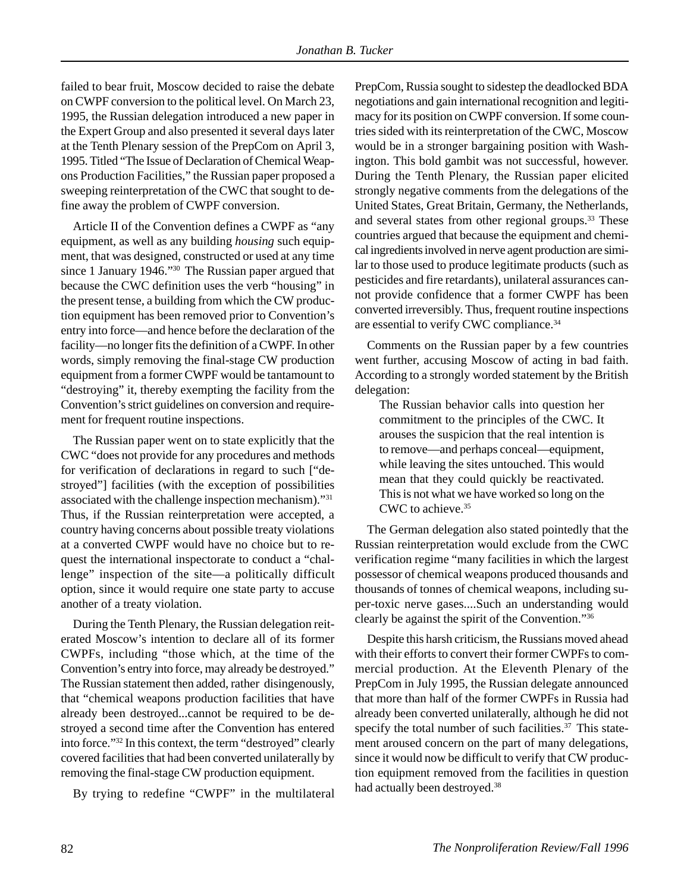failed to bear fruit, Moscow decided to raise the debate on CWPF conversion to the political level. On March 23, 1995, the Russian delegation introduced a new paper in the Expert Group and also presented it several days later at the Tenth Plenary session of the PrepCom on April 3, 1995. Titled "The Issue of Declaration of Chemical Weapons Production Facilities," the Russian paper proposed a sweeping reinterpretation of the CWC that sought to define away the problem of CWPF conversion.

Article II of the Convention defines a CWPF as "any equipment, as well as any building *housing* such equipment, that was designed, constructed or used at any time since 1 January 1946."[30] The Russian paper argued that because the CWC definition uses the verb "housing" in the present tense, a building from which the CW production equipment has been removed prior to Convention's entry into force—and hence before the declaration of the facility—no longer fits the definition of a CWPF. In other words, simply removing the final-stage CW production equipment from a former CWPF would be tantamount to "destroying" it, thereby exempting the facility from the Convention's strict guidelines on conversion and requirement for frequent routine inspections.

The Russian paper went on to state explicitly that the CWC "does not provide for any procedures and methods for verification of declarations in regard to such ["destroyed"] facilities (with the exception of possibilities associated with the challenge inspection mechanism)."[31] Thus, if the Russian reinterpretation were accepted, a country having concerns about possible treaty violations at a converted CWPF would have no choice but to request the international inspectorate to conduct a "challenge" inspection of the site—a politically difficult option, since it would require one state party to accuse another of a treaty violation.

During the Tenth Plenary, the Russian delegation reiterated Moscow's intention to declare all of its former CWPFs, including "those which, at the time of the Convention's entry into force, may already be destroyed." The Russian statement then added, rather disingenuously, that "chemical weapons production facilities that have already been destroyed...cannot be required to be destroyed a second time after the Convention has entered into force."[32] In this context, the term "destroyed" clearly covered facilities that had been converted unilaterally by removing the final-stage CW production equipment.

By trying to redefine "CWPF" in the multilateral PrepCom, Russia sought to sidestep the deadlocked BDA negotiations and gain international recognition and legitimacy for its position on CWPF conversion. If some countries sided with its reinterpretation of the CWC, Moscow would be in a stronger bargaining position with Washington. This bold gambit was not successful, however. During the Tenth Plenary, the Russian paper elicited strongly negative comments from the delegations of the United States, Great Britain, Germany, the Netherlands, and several states from other regional groups.[33] These countries argued that because the equipment and chemical ingredients involved in nerve agent production are similar to those used to produce legitimate products (such as pesticides and fire retardants), unilateral assurances cannot provide confidence that a former CWPF has been converted irreversibly. Thus, frequent routine inspections are essential to verify CWC compliance.[34]

Comments on the Russian paper by a few countries went further, accusing Moscow of acting in bad faith. According to a strongly worded statement by the British delegation:

> The Russian behavior calls into question her commitment to the principles of the CWC. It arouses the suspicion that the real intention is to remove—and perhaps conceal—equipment, while leaving the sites untouched. This would mean that they could quickly be reactivated. This is not what we have worked so long on the CWC to achieve.[35]

The German delegation also stated pointedly that the Russian reinterpretation would exclude from the CWC verification regime "many facilities in which the largest possessor of chemical weapons produced thousands and thousands of tonnes of chemical weapons, including super-toxic nerve gases....Such an understanding would clearly be against the spirit of the Convention."[36]

Despite this harsh criticism, the Russians moved ahead with their efforts to convert their former CWPFs to commercial production. At the Eleventh Plenary of the PrepCom in July 1995, the Russian delegate announced that more than half of the former CWPFs in Russia had already been converted unilaterally, although he did not specify the total number of such facilities.[37] This statement aroused concern on the part of many delegations, since it would now be difficult to verify that CW production equipment removed from the facilities in question had actually been destroyed.[38]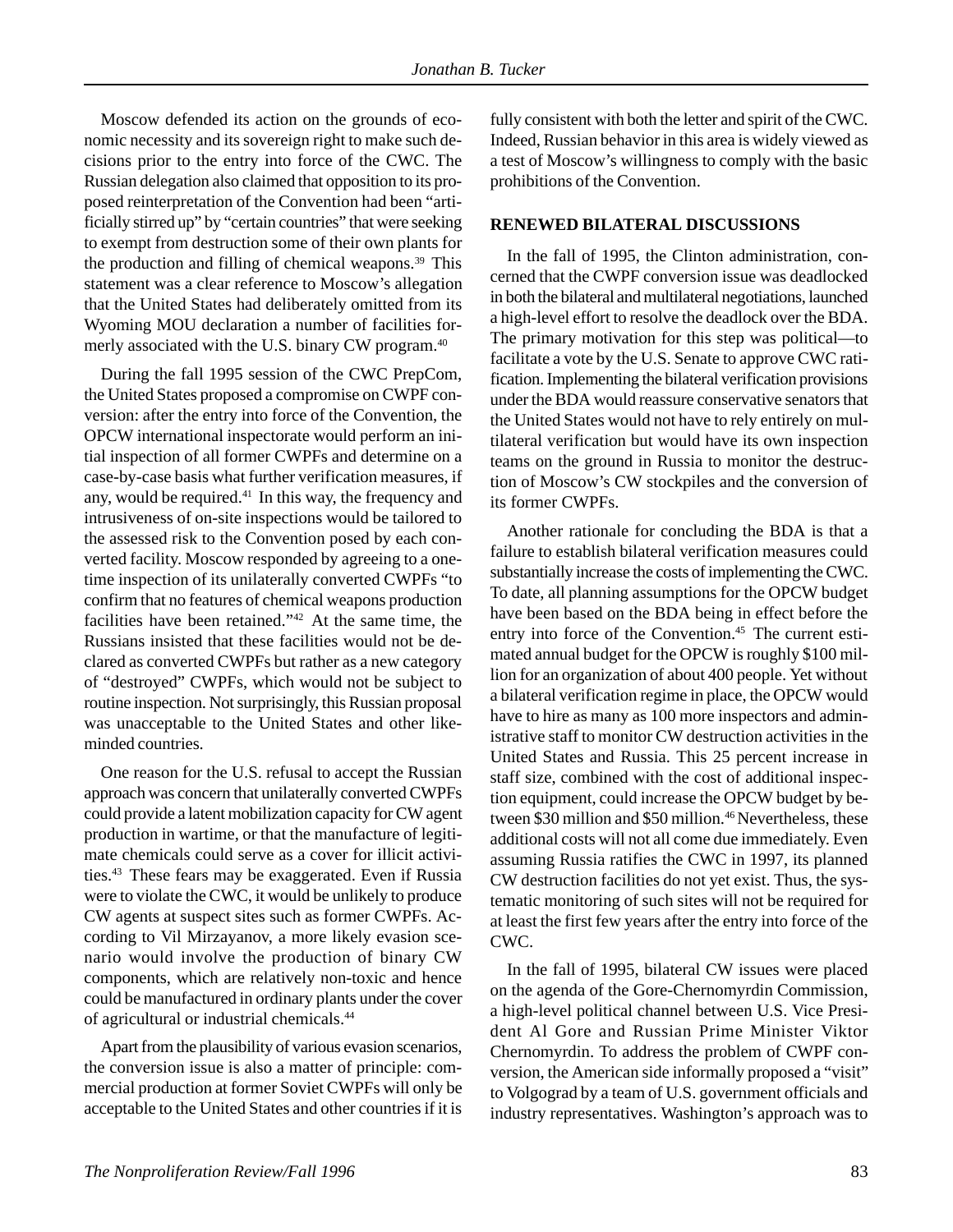Moscow defended its action on the grounds of economic necessity and its sovereign right to make such decisions prior to the entry into force of the CWC. The Russian delegation also claimed that opposition to its proposed reinterpretation of the Convention had been "artificially stirred up" by "certain countries" that were seeking to exempt from destruction some of their own plants for the production and filling of chemical weapons.[39] This statement was a clear reference to Moscow's allegation that the United States had deliberately omitted from its Wyoming MOU declaration a number of facilities formerly associated with the U.S. binary CW program.[40]

During the fall 1995 session of the CWC PrepCom, the United States proposed a compromise on CWPF conversion: after the entry into force of the Convention, the OPCW international inspectorate would perform an initial inspection of all former CWPFs and determine on a case-by-case basis what further verification measures, if any, would be required.[41] In this way, the frequency and intrusiveness of on-site inspections would be tailored to the assessed risk to the Convention posed by each converted facility. Moscow responded by agreeing to a one-time inspection of its unilaterally converted CWPFs "to confirm that no features of chemical weapons production facilities have been retained."[42] At the same time, the Russians insisted that these facilities would not be declared as converted CWPFs but rather as a new category of "destroyed" CWPFs, which would not be subject to routine inspection. Not surprisingly, this Russian proposal was unacceptable to the United States and other like-minded countries.

One reason for the U.S. refusal to accept the Russian approach was concern that unilaterally converted CWPFs could provide a latent mobilization capacity for CW agent production in wartime, or that the manufacture of legitimate chemicals could serve as a cover for illicit activities.[43] These fears may be exaggerated. Even if Russia were to violate the CWC, it would be unlikely to produce CW agents at suspect sites such as former CWPFs. According to Vil Mirzayanov, a more likely evasion scenario would involve the production of binary CW components, which are relatively non-toxic and hence could be manufactured in ordinary plants under the cover of agricultural or industrial chemicals.[44]

Apart from the plausibility of various evasion scenarios, the conversion issue is also a matter of principle: commercial production at former Soviet CWPFs will only be acceptable to the United States and other countries if it is fully consistent with both the letter and spirit of the CWC. Indeed, Russian behavior in this area is widely viewed as a test of Moscow's willingness to comply with the basic prohibitions of the Convention.

## RENEWED BILATERAL DISCUSSIONS

In the fall of 1995, the Clinton administration, concerned that the CWPF conversion issue was deadlocked in both the bilateral and multilateral negotiations, launched a high-level effort to resolve the deadlock over the BDA. The primary motivation for this step was political—to facilitate a vote by the U.S. Senate to approve CWC ratification. Implementing the bilateral verification provisions under the BDA would reassure conservative senators that the United States would not have to rely entirely on multilateral verification but would have its own inspection teams on the ground in Russia to monitor the destruction of Moscow's CW stockpiles and the conversion of its former CWPFs.

Another rationale for concluding the BDA is that a failure to establish bilateral verification measures could substantially increase the costs of implementing the CWC. To date, all planning assumptions for the OPCW budget have been based on the BDA being in effect before the entry into force of the Convention.[45] The current estimated annual budget for the OPCW is roughly $100 million for an organization of about 400 people. Yet without a bilateral verification regime in place, the OPCW would have to hire as many as 100 more inspectors and administrative staff to monitor CW destruction activities in the United States and Russia. This 25 percent increase in staff size, combined with the cost of additional inspection equipment, could increase the OPCW budget by between $30 million and $50 million.[46] Nevertheless, these additional costs will not all come due immediately. Even assuming Russia ratifies the CWC in 1997, its planned CW destruction facilities do not yet exist. Thus, the systematic monitoring of such sites will not be required for at least the first few years after the entry into force of the CWC.

In the fall of 1995, bilateral CW issues were placed on the agenda of the Gore-Chernomyrdin Commission, a high-level political channel between U.S. Vice President Al Gore and Russian Prime Minister Viktor Chernomyrdin. To address the problem of CWPF conversion, the American side informally proposed a "visit" to Volgograd by a team of U.S. government officials and industry representatives. Washington's approach was to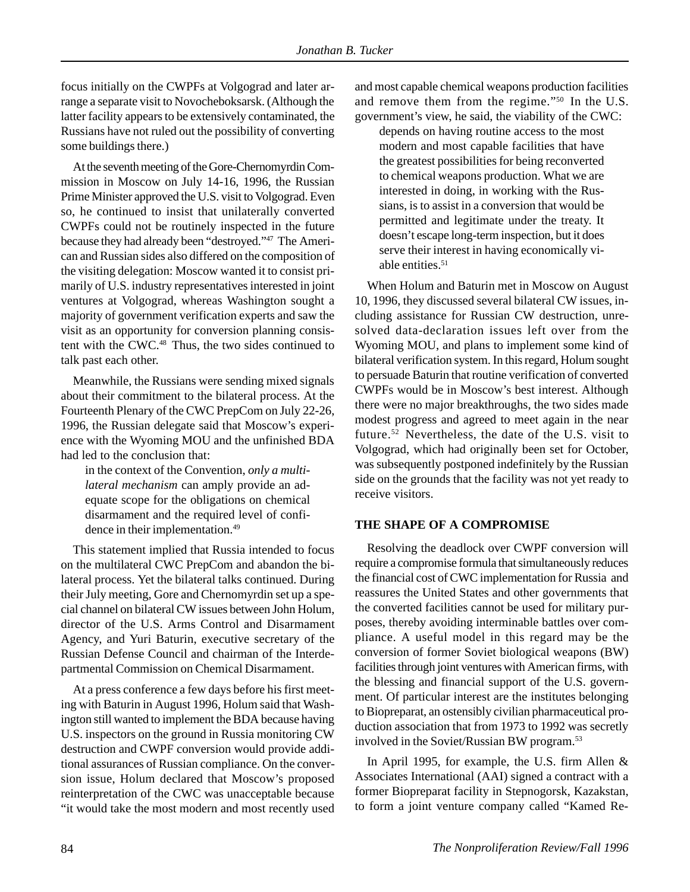focus initially on the CWPFs at Volgograd and later arrange a separate visit to Novocheboksarsk. (Although the latter facility appears to be extensively contaminated, the Russians have not ruled out the possibility of converting some buildings there.)

At the seventh meeting of the Gore-Chernomyrdin Commission in Moscow on July 14-16, 1996, the Russian Prime Minister approved the U.S. visit to Volgograd. Even so, he continued to insist that unilaterally converted CWPFs could not be routinely inspected in the future because they had already been "destroyed."[47] The American and Russian sides also differed on the composition of the visiting delegation: Moscow wanted it to consist primarily of U.S. industry representatives interested in joint ventures at Volgograd, whereas Washington sought a majority of government verification experts and saw the visit as an opportunity for conversion planning consistent with the CWC.[48] Thus, the two sides continued to talk past each other.

Meanwhile, the Russians were sending mixed signals about their commitment to the bilateral process. At the Fourteenth Plenary of the CWC PrepCom on July 22-26, 1996, the Russian delegate said that Moscow's experience with the Wyoming MOU and the unfinished BDA had led to the conclusion that:

> in the context of the Convention, *only a multilateral mechanism* can amply provide an adequate scope for the obligations on chemical disarmament and the required level of confidence in their implementation.[49]

This statement implied that Russia intended to focus on the multilateral CWC PrepCom and abandon the bilateral process. Yet the bilateral talks continued. During their July meeting, Gore and Chernomyrdin set up a special channel on bilateral CW issues between John Holum, director of the U.S. Arms Control and Disarmament Agency, and Yuri Baturin, executive secretary of the Russian Defense Council and chairman of the Interdepartmental Commission on Chemical Disarmament.

At a press conference a few days before his first meeting with Baturin in August 1996, Holum said that Washington still wanted to implement the BDA because having U.S. inspectors on the ground in Russia monitoring CW destruction and CWPF conversion would provide additional assurances of Russian compliance. On the conversion issue, Holum declared that Moscow's proposed reinterpretation of the CWC was unacceptable because "it would take the most modern and most recently used and most capable chemical weapons production facilities and remove them from the regime."[50] In the U.S. government's view, he said, the viability of the CWC:

> depends on having routine access to the most modern and most capable facilities that have the greatest possibilities for being reconverted to chemical weapons production. What we are interested in doing, in working with the Russians, is to assist in a conversion that would be permitted and legitimate under the treaty. It doesn't escape long-term inspection, but it does serve their interest in having economically viable entities.[51]

When Holum and Baturin met in Moscow on August 10, 1996, they discussed several bilateral CW issues, including assistance for Russian CW destruction, unresolved data-declaration issues left over from the Wyoming MOU, and plans to implement some kind of bilateral verification system. In this regard, Holum sought to persuade Baturin that routine verification of converted CWPFs would be in Moscow's best interest. Although there were no major breakthroughs, the two sides made modest progress and agreed to meet again in the near future.[52] Nevertheless, the date of the U.S. visit to Volgograd, which had originally been set for October, was subsequently postponed indefinitely by the Russian side on the grounds that the facility was not yet ready to receive visitors.

## THE SHAPE OF A COMPROMISE

Resolving the deadlock over CWPF conversion will require a compromise formula that simultaneously reduces the financial cost of CWC implementation for Russia and reassures the United States and other governments that the converted facilities cannot be used for military purposes, thereby avoiding interminable battles over compliance. A useful model in this regard may be the conversion of former Soviet biological weapons (BW) facilities through joint ventures with American firms, with the blessing and financial support of the U.S. government. Of particular interest are the institutes belonging to Biopreparat, an ostensibly civilian pharmaceutical production association that from 1973 to 1992 was secretly involved in the Soviet/Russian BW program.[53]

In April 1995, for example, the U.S. firm Allen & Associates International (AAI) signed a contract with a former Biopreparat facility in Stepnogorsk, Kazakstan, to form a joint venture company called "Kamed Re-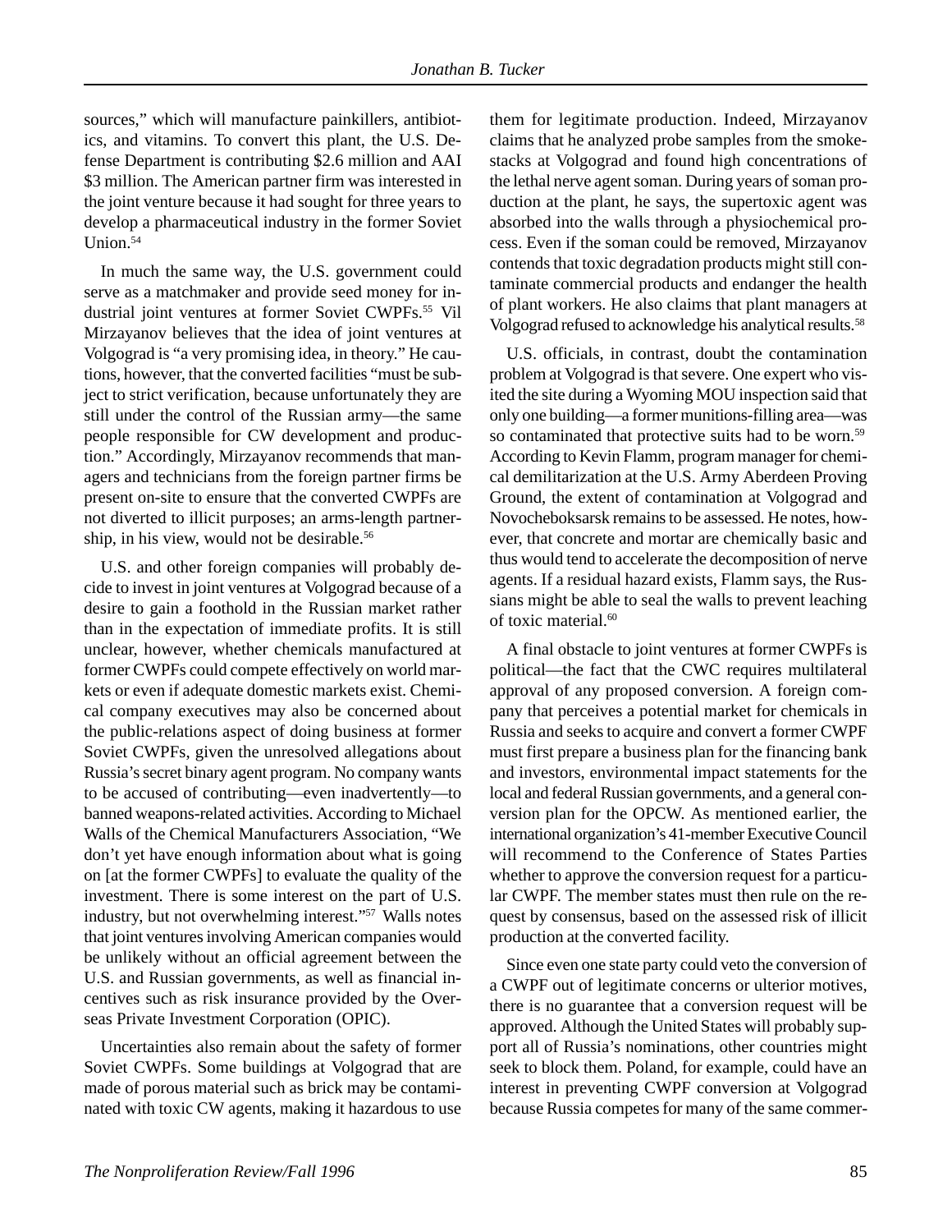sources," which will manufacture painkillers, antibiotics, and vitamins. To convert this plant, the U.S. Defense Department is contributing $2.6 million and AAI $3 million. The American partner firm was interested in the joint venture because it had sought for three years to develop a pharmaceutical industry in the former Soviet Union.[54]

In much the same way, the U.S. government could serve as a matchmaker and provide seed money for industrial joint ventures at former Soviet CWPFs.[55] Vil Mirzayanov believes that the idea of joint ventures at Volgograd is "a very promising idea, in theory." He cautions, however, that the converted facilities "must be subject to strict verification, because unfortunately they are still under the control of the Russian army—the same people responsible for CW development and production." Accordingly, Mirzayanov recommends that managers and technicians from the foreign partner firms be present on-site to ensure that the converted CWPFs are not diverted to illicit purposes; an arms-length partnership, in his view, would not be desirable.[56]

U.S. and other foreign companies will probably decide to invest in joint ventures at Volgograd because of a desire to gain a foothold in the Russian market rather than in the expectation of immediate profits. It is still unclear, however, whether chemicals manufactured at former CWPFs could compete effectively on world markets or even if adequate domestic markets exist. Chemical company executives may also be concerned about the public-relations aspect of doing business at former Soviet CWPFs, given the unresolved allegations about Russia's secret binary agent program. No company wants to be accused of contributing—even inadvertently—to banned weapons-related activities. According to Michael Walls of the Chemical Manufacturers Association, "We don't yet have enough information about what is going on [at the former CWPFs] to evaluate the quality of the investment. There is some interest on the part of U.S. industry, but not overwhelming interest."[57] Walls notes that joint ventures involving American companies would be unlikely without an official agreement between the U.S. and Russian governments, as well as financial incentives such as risk insurance provided by the Overseas Private Investment Corporation (OPIC).

Uncertainties also remain about the safety of former Soviet CWPFs. Some buildings at Volgograd that are made of porous material such as brick may be contaminated with toxic CW agents, making it hazardous to use them for legitimate production. Indeed, Mirzayanov claims that he analyzed probe samples from the smokestacks at Volgograd and found high concentrations of the lethal nerve agent soman. During years of soman production at the plant, he says, the supertoxic agent was absorbed into the walls through a physiochemical process. Even if the soman could be removed, Mirzayanov contends that toxic degradation products might still contaminate commercial products and endanger the health of plant workers. He also claims that plant managers at Volgograd refused to acknowledge his analytical results.[58]

U.S. officials, in contrast, doubt the contamination problem at Volgograd is that severe. One expert who visited the site during a Wyoming MOU inspection said that only one building—a former munitions-filling area—was so contaminated that protective suits had to be worn.[59] According to Kevin Flamm, program manager for chemical demilitarization at the U.S. Army Aberdeen Proving Ground, the extent of contamination at Volgograd and Novocheboksarsk remains to be assessed. He notes, however, that concrete and mortar are chemically basic and thus would tend to accelerate the decomposition of nerve agents. If a residual hazard exists, Flamm says, the Russians might be able to seal the walls to prevent leaching of toxic material.[60]

A final obstacle to joint ventures at former CWPFs is political—the fact that the CWC requires multilateral approval of any proposed conversion. A foreign company that perceives a potential market for chemicals in Russia and seeks to acquire and convert a former CWPF must first prepare a business plan for the financing bank and investors, environmental impact statements for the local and federal Russian governments, and a general conversion plan for the OPCW. As mentioned earlier, the international organization's 41-member Executive Council will recommend to the Conference of States Parties whether to approve the conversion request for a particular CWPF. The member states must then rule on the request by consensus, based on the assessed risk of illicit production at the converted facility.

Since even one state party could veto the conversion of a CWPF out of legitimate concerns or ulterior motives, there is no guarantee that a conversion request will be approved. Although the United States will probably support all of Russia's nominations, other countries might seek to block them. Poland, for example, could have an interest in preventing CWPF conversion at Volgograd because Russia competes for many of the same commer-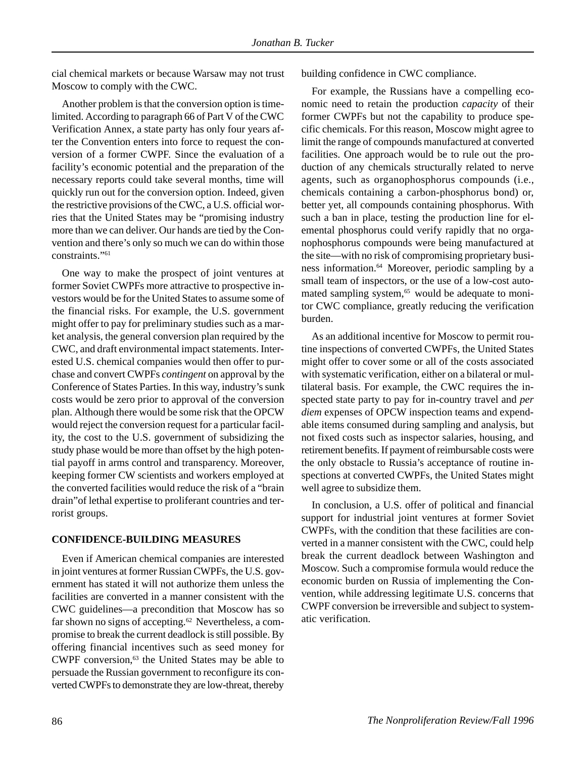cial chemical markets or because Warsaw may not trust Moscow to comply with the CWC.

Another problem is that the conversion option is time-limited. According to paragraph 66 of Part V of the CWC Verification Annex, a state party has only four years after the Convention enters into force to request the conversion of a former CWPF. Since the evaluation of a facility's economic potential and the preparation of the necessary reports could take several months, time will quickly run out for the conversion option. Indeed, given the restrictive provisions of the CWC, a U.S. official worries that the United States may be "promising industry more than we can deliver. Our hands are tied by the Convention and there's only so much we can do within those constraints."[61]

One way to make the prospect of joint ventures at former Soviet CWPFs more attractive to prospective investors would be for the United States to assume some of the financial risks. For example, the U.S. government might offer to pay for preliminary studies such as a market analysis, the general conversion plan required by the CWC, and draft environmental impact statements. Interested U.S. chemical companies would then offer to purchase and convert CWPFs *contingent* on approval by the Conference of States Parties. In this way, industry's sunk costs would be zero prior to approval of the conversion plan. Although there would be some risk that the OPCW would reject the conversion request for a particular facility, the cost to the U.S. government of subsidizing the study phase would be more than offset by the high potential payoff in arms control and transparency. Moreover, keeping former CW scientists and workers employed at the converted facilities would reduce the risk of a "brain drain" of lethal expertise to proliferant countries and terrorist groups.

## CONFIDENCE-BUILDING MEASURES

Even if American chemical companies are interested in joint ventures at former Russian CWPFs, the U.S. government has stated it will not authorize them unless the facilities are converted in a manner consistent with the CWC guidelines—a precondition that Moscow has so far shown no signs of accepting.[62] Nevertheless, a compromise to break the current deadlock is still possible. By offering financial incentives such as seed money for CWPF conversion,[63] the United States may be able to persuade the Russian government to reconfigure its converted CWPFs to demonstrate they are low-threat, thereby building confidence in CWC compliance.

For example, the Russians have a compelling economic need to retain the production *capacity* of their former CWPFs but not the capability to produce specific chemicals. For this reason, Moscow might agree to limit the range of compounds manufactured at converted facilities. One approach would be to rule out the production of any chemicals structurally related to nerve agents, such as organophosphorus compounds (i.e., chemicals containing a carbon-phosphorus bond) or, better yet, all compounds containing phosphorus. With such a ban in place, testing the production line for elemental phosphorus could verify rapidly that no organophosphorus compounds were being manufactured at the site—with no risk of compromising proprietary business information.[64] Moreover, periodic sampling by a small team of inspectors, or the use of a low-cost automated sampling system,[65] would be adequate to monitor CWC compliance, greatly reducing the verification burden.

As an additional incentive for Moscow to permit routine inspections of converted CWPFs, the United States might offer to cover some or all of the costs associated with systematic verification, either on a bilateral or multilateral basis. For example, the CWC requires the inspected state party to pay for in-country travel and *per diem* expenses of OPCW inspection teams and expendable items consumed during sampling and analysis, but not fixed costs such as inspector salaries, housing, and retirement benefits. If payment of reimbursable costs were the only obstacle to Russia's acceptance of routine inspections at converted CWPFs, the United States might well agree to subsidize them.

In conclusion, a U.S. offer of political and financial support for industrial joint ventures at former Soviet CWPFs, with the condition that these facilities are converted in a manner consistent with the CWC, could help break the current deadlock between Washington and Moscow. Such a compromise formula would reduce the economic burden on Russia of implementing the Convention, while addressing legitimate U.S. concerns that CWPF conversion be irreversible and subject to systematic verification.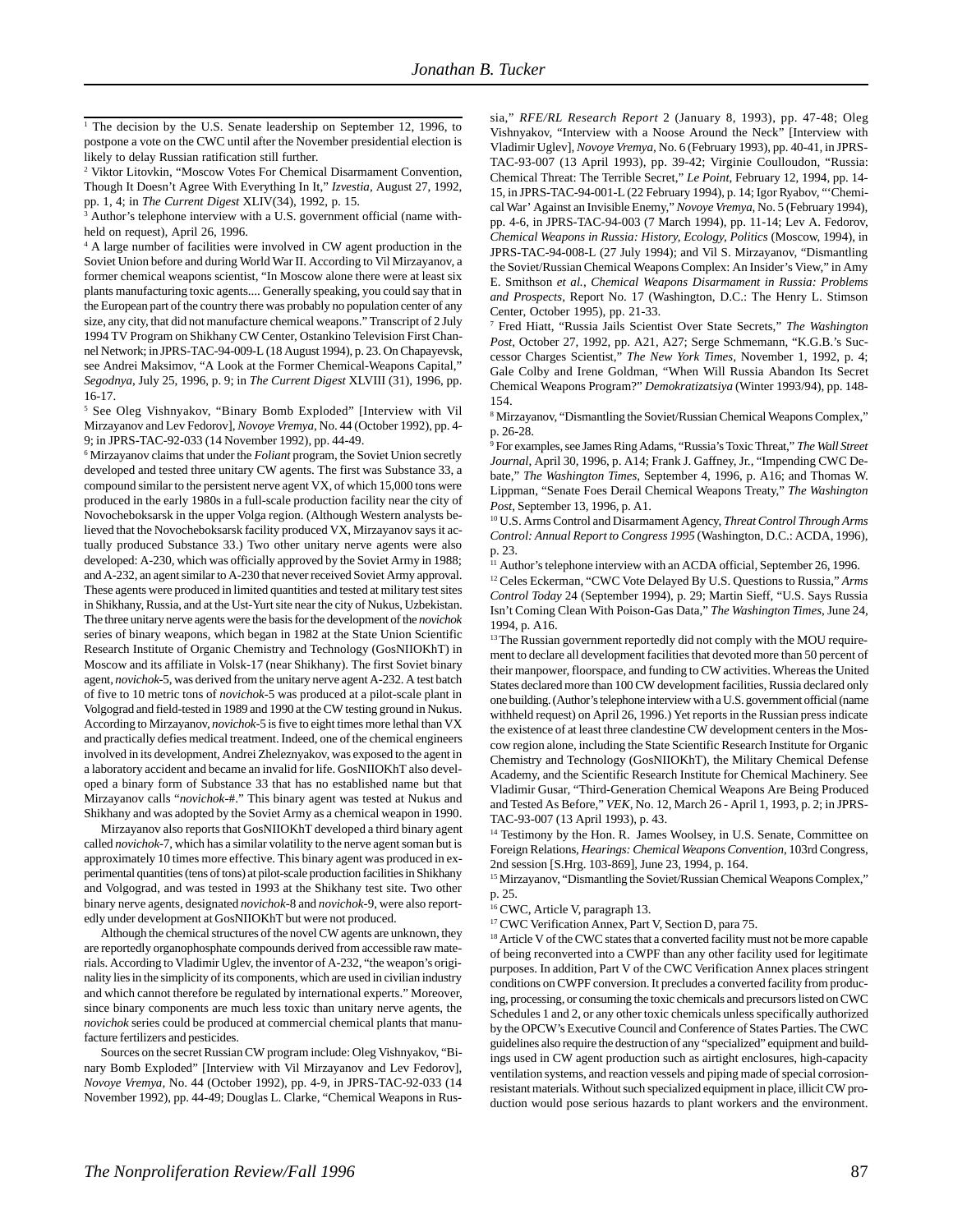[1] The decision by the U.S. Senate leadership on September 12, 1996, to postpone a vote on the CWC until after the November presidential election is likely to delay Russian ratification still further.

[2] Viktor Litovkin, "Moscow Votes For Chemical Disarmament Convention, Though It Doesn't Agree With Everything In It," *Izvestia*, August 27, 1992, pp. 1, 4; in *The Current Digest* XLIV(34), 1992, p. 15.

[3] Author's telephone interview with a U.S. government official (name withheld on request), April 26, 1996.

[4] A large number of facilities were involved in CW agent production in the Soviet Union before and during World War II. According to Vil Mirzayanov, a former chemical weapons scientist, "In Moscow alone there were at least six plants manufacturing toxic agents.... Generally speaking, you could say that in the European part of the country there was probably no population center of any size, any city, that did not manufacture chemical weapons." Transcript of 2 July 1994 TV Program on Shikhany CW Center, Ostankino Television First Channel Network; in JPRS-TAC-94-009-L (18 August 1994), p. 23. On Chapayevsk, see Andrei Maksimov, "A Look at the Former Chemical-Weapons Capital," *Segodnya*, July 25, 1996, p. 9; in *The Current Digest* XLVIII (31), 1996, pp. 16-17.

[5] See Oleg Vishnyakov, "Binary Bomb Exploded" [Interview with Vil Mirzayanov and Lev Fedorov], *Novoye Vremya*, No. 44 (October 1992), pp. 4-9; in JPRS-TAC-92-033 (14 November 1992), pp. 44-49.

[6] Mirzayanov claims that under the *Foliant* program, the Soviet Union secretly developed and tested three unitary CW agents. The first was Substance 33, a compound similar to the persistent nerve agent VX, of which 15,000 tons were produced in the early 1980s in a full-scale production facility near the city of Novocheboksarsk in the upper Volga region. (Although Western analysts believed that the Novocheboksarsk facility produced VX, Mirzayanov says it actually produced Substance 33.) Two other unitary nerve agents were also developed: A-230, which was officially approved by the Soviet Army in 1988; and A-232, an agent similar to A-230 that never received Soviet Army approval. These agents were produced in limited quantities and tested at military test sites in Shikhany, Russia, and at the Ust-Yurt site near the city of Nukus, Uzbekistan. The three unitary nerve agents were the basis for the development of the *novichok* series of binary weapons, which began in 1982 at the State Union Scientific Research Institute of Organic Chemistry and Technology (GosNIIOKhT) in Moscow and its affiliate in Volsk-17 (near Shikhany). The first Soviet binary agent, *novichok*-5, was derived from the unitary nerve agent A-232. A test batch of five to 10 metric tons of *novichok*-5 was produced at a pilot-scale plant in Volgograd and field-tested in 1989 and 1990 at the CW testing ground in Nukus. According to Mirzayanov, *novichok*-5 is five to eight times more lethal than VX and practically defies medical treatment. Indeed, one of the chemical engineers involved in its development, Andrei Zheleznyakov, was exposed to the agent in a laboratory accident and became an invalid for life. GosNIIOKhT also developed a binary form of Substance 33 that has no established name but that Mirzayanov calls "*novichok*-#." This binary agent was tested at Nukus and Shikhany and was adopted by the Soviet Army as a chemical weapon in 1990.

Mirzayanov also reports that GosNIIOKhT developed a third binary agent called *novichok*-7, which has a similar volatility to the nerve agent soman but is approximately 10 times more effective. This binary agent was produced in experimental quantities (tens of tons) at pilot-scale production facilities in Shikhany and Volgograd, and was tested in 1993 at the Shikhany test site. Two other binary nerve agents, designated *novichok*-8 and *novichok*-9, were also reportedly under development at GosNIIOKhT but were not produced.

Although the chemical structures of the novel CW agents are unknown, they are reportedly organophosphate compounds derived from accessible raw materials. According to Vladimir Uglev, the inventor of A-232, "the weapon's originality lies in the simplicity of its components, which are used in civilian industry and which cannot therefore be regulated by international experts." Moreover, since binary components are much less toxic than unitary nerve agents, the *novichok* series could be produced at commercial chemical plants that manufacture fertilizers and pesticides.

Sources on the secret Russian CW program include: Oleg Vishnyakov, "Binary Bomb Exploded" [Interview with Vil Mirzayanov and Lev Fedorov], *Novoye Vremya*, No. 44 (October 1992), pp. 4-9, in JPRS-TAC-92-033 (14 November 1992), pp. 44-49; Douglas L. Clarke, "Chemical Weapons in Russia," *RFE/RL Research Report* 2 (January 8, 1993), pp. 47-48; Oleg Vishnyakov, "Interview with a Noose Around the Neck" [Interview with Vladimir Uglev], *Novoye Vremya*, No. 6 (February 1993), pp. 40-41, in JPRS-TAC-93-007 (13 April 1993), pp. 39-42; Virginie Coulloudon, "Russia: Chemical Threat: The Terrible Secret," *Le Point*, February 12, 1994, pp. 14-15, in JPRS-TAC-94-001-L (22 February 1994), p. 14; Igor Ryabov, "'Chemical War' Against an Invisible Enemy," *Novoye Vremya*, No. 5 (February 1994), pp. 4-6, in JPRS-TAC-94-003 (7 March 1994), pp. 11-14; Lev A. Fedorov, *Chemical Weapons in Russia: History, Ecology, Politics* (Moscow, 1994), in JPRS-TAC-94-008-L (27 July 1994); and Vil S. Mirzayanov, "Dismantling the Soviet/Russian Chemical Weapons Complex: An Insider's View," in Amy E. Smithson *et al.*, *Chemical Weapons Disarmament in Russia: Problems and Prospects*, Report No. 17 (Washington, D.C.: The Henry L. Stimson Center, October 1995), pp. 21-33.

[7] Fred Hiatt, "Russia Jails Scientist Over State Secrets," *The Washington Post*, October 27, 1992, pp. A21, A27; Serge Schmemann, "K.G.B.'s Successor Charges Scientist," *The New York Times*, November 1, 1992, p. 4; Gale Colby and Irene Goldman, "When Will Russia Abandon Its Secret Chemical Weapons Program?" *Demokratizatsiya* (Winter 1993/94), pp. 148-154.

[8] Mirzayanov, "Dismantling the Soviet/Russian Chemical Weapons Complex," p. 26-28.

[9] For examples, see James Ring Adams, "Russia's Toxic Threat," *The Wall Street Journal*, April 30, 1996, p. A14; Frank J. Gaffney, Jr., "Impending CWC Debate," *The Washington Times*, September 4, 1996, p. A16; and Thomas W. Lippman, "Senate Foes Derail Chemical Weapons Treaty," *The Washington Post*, September 13, 1996, p. A1.

[10] U.S. Arms Control and Disarmament Agency, *Threat Control Through Arms Control: Annual Report to Congress 1995* (Washington, D.C.: ACDA, 1996), p. 23.

[11] Author's telephone interview with an ACDA official, September 26, 1996.

[12] Celes Eckerman, "CWC Vote Delayed By U.S. Questions to Russia," *Arms Control Today* 24 (September 1994), p. 29; Martin Sieff, "U.S. Says Russia Isn't Coming Clean With Poison-Gas Data," *The Washington Times*, June 24, 1994, p. A16.

[13] The Russian government reportedly did not comply with the MOU requirement to declare all development facilities that devoted more than 50 percent of their manpower, floorspace, and funding to CW activities. Whereas the United States declared more than 100 CW development facilities, Russia declared only one building. (Author's telephone interview with a U.S. government official (name withheld request) on April 26, 1996.) Yet reports in the Russian press indicate the existence of at least three clandestine CW development centers in the Moscow region alone, including the State Scientific Research Institute for Organic Chemistry and Technology (GosNIIOKhT), the Military Chemical Defense Academy, and the Scientific Research Institute for Chemical Machinery. See Vladimir Gusar, "Third-Generation Chemical Weapons Are Being Produced and Tested As Before," *VEK*, No. 12, March 26 - April 1, 1993, p. 2; in JPRS-TAC-93-007 (13 April 1993), p. 43.

[14] Testimony by the Hon. R. James Woolsey, in U.S. Senate, Committee on Foreign Relations, *Hearings: Chemical Weapons Convention*, 103rd Congress, 2nd session [S.Hrg. 103-869], June 23, 1994, p. 164.

[15] Mirzayanov, "Dismantling the Soviet/Russian Chemical Weapons Complex," p. 25.

[16] CWC, Article V, paragraph 13.

[17] CWC Verification Annex, Part V, Section D, para 75.

[18] Article V of the CWC states that a converted facility must not be more capable of being reconverted into a CWPF than any other facility used for legitimate purposes. In addition, Part V of the CWC Verification Annex places stringent conditions on CWPF conversion. It precludes a converted facility from producing, processing, or consuming the toxic chemicals and precursors listed on CWC Schedules 1 and 2, or any other toxic chemicals unless specifically authorized by the OPCW's Executive Council and Conference of States Parties. The CWC guidelines also require the destruction of any "specialized" equipment and buildings used in CW agent production such as airtight enclosures, high-capacity ventilation systems, and reaction vessels and piping made of special corrosion-resistant materials. Without such specialized equipment in place, illicit CW production would pose serious hazards to plant workers and the environment.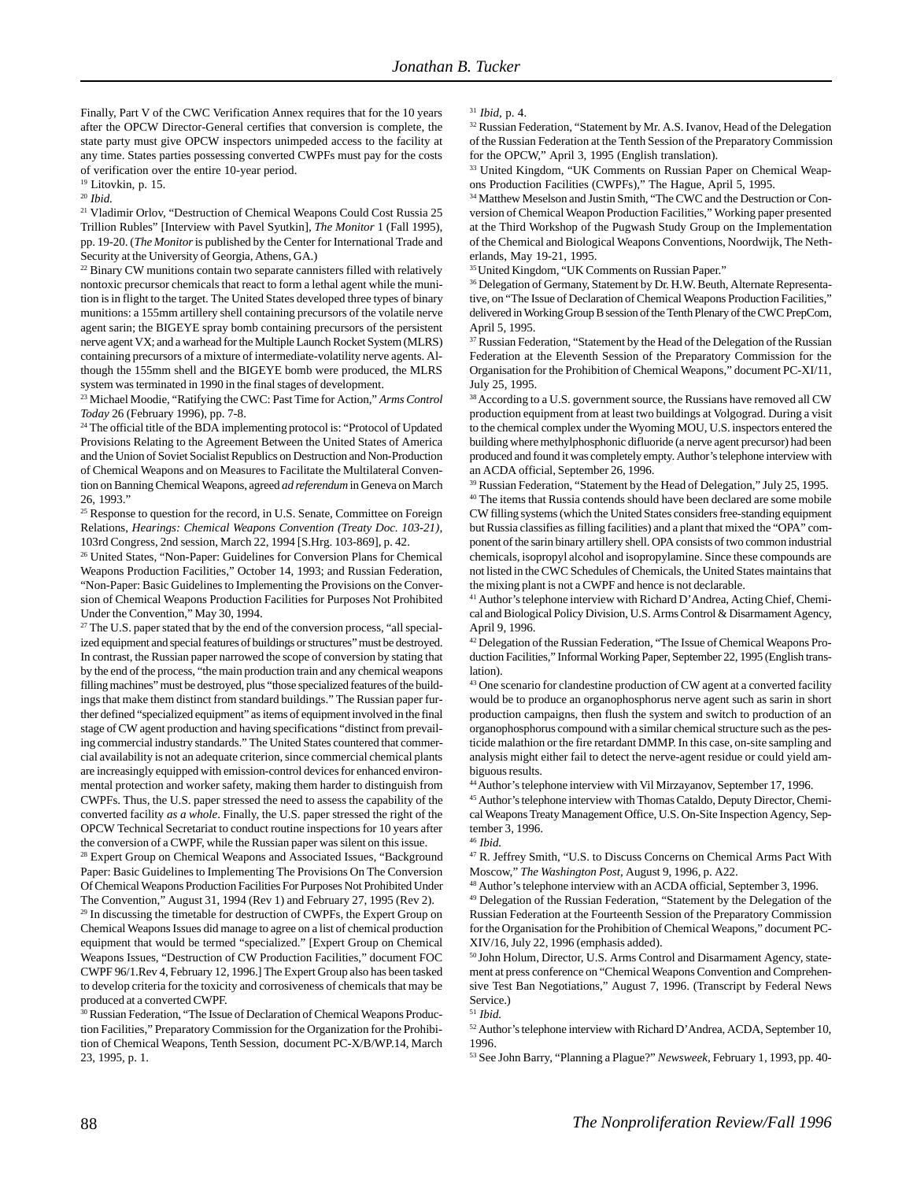Finally, Part V of the CWC Verification Annex requires that for the 10 years after the OPCW Director-General certifies that conversion is complete, the state party must give OPCW inspectors unimpeded access to the facility at any time. States parties possessing converted CWPFs must pay for the costs of verification over the entire 10-year period.

[19] Litovkin, p. 15.

[20] *Ibid.*

[21] Vladimir Orlov, "Destruction of Chemical Weapons Could Cost Russia 25 Trillion Rubles" [Interview with Pavel Syutkin], *The Monitor* 1 (Fall 1995), pp. 19-20. (*The Monitor* is published by the Center for International Trade and Security at the University of Georgia, Athens, GA.)

[22] Binary CW munitions contain two separate cannisters filled with relatively nontoxic precursor chemicals that react to form a lethal agent while the munition is in flight to the target. The United States developed three types of binary munitions: a 155mm artillery shell containing precursors of the volatile nerve agent sarin; the BIGEYE spray bomb containing precursors of the persistent nerve agent VX; and a warhead for the Multiple Launch Rocket System (MLRS) containing precursors of a mixture of intermediate-volatility nerve agents. Although the 155mm shell and the BIGEYE bomb were produced, the MLRS system was terminated in 1990 in the final stages of development.

[23] Michael Moodie, "Ratifying the CWC: Past Time for Action," *Arms Control Today* 26 (February 1996), pp. 7-8.

[24] The official title of the BDA implementing protocol is: "Protocol of Updated Provisions Relating to the Agreement Between the United States of America and the Union of Soviet Socialist Republics on Destruction and Non-Production of Chemical Weapons and on Measures to Facilitate the Multilateral Convention on Banning Chemical Weapons, agreed *ad referendum* in Geneva on March 26, 1993."

[25] Response to question for the record, in U.S. Senate, Committee on Foreign Relations, *Hearings: Chemical Weapons Convention (Treaty Doc. 103-21)*, 103rd Congress, 2nd session, March 22, 1994 [S.Hrg. 103-869], p. 42.

[26] United States, "Non-Paper: Guidelines for Conversion Plans for Chemical Weapons Production Facilities," October 14, 1993; and Russian Federation, "Non-Paper: Basic Guidelines to Implementing the Provisions on the Conversion of Chemical Weapons Production Facilities for Purposes Not Prohibited Under the Convention," May 30, 1994.

[27] The U.S. paper stated that by the end of the conversion process, "all specialized equipment and special features of buildings or structures" must be destroyed. In contrast, the Russian paper narrowed the scope of conversion by stating that by the end of the process, "the main production train and any chemical weapons filling machines" must be destroyed, plus "those specialized features of the buildings that make them distinct from standard buildings." The Russian paper further defined "specialized equipment" as items of equipment involved in the final stage of CW agent production and having specifications "distinct from prevailing commercial industry standards." The United States countered that commercial availability is not an adequate criterion, since commercial chemical plants are increasingly equipped with emission-control devices for enhanced environmental protection and worker safety, making them harder to distinguish from CWPFs. Thus, the U.S. paper stressed the need to assess the capability of the converted facility *as a whole*. Finally, the U.S. paper stressed the right of the OPCW Technical Secretariat to conduct routine inspections for 10 years after the conversion of a CWPF, while the Russian paper was silent on this issue.

[28] Expert Group on Chemical Weapons and Associated Issues, "Background Paper: Basic Guidelines to Implementing The Provisions On The Conversion Of Chemical Weapons Production Facilities For Purposes Not Prohibited Under The Convention," August 31, 1994 (Rev 1) and February 27, 1995 (Rev 2).

[29] In discussing the timetable for destruction of CWPFs, the Expert Group on Chemical Weapons Issues did manage to agree on a list of chemical production equipment that would be termed "specialized." [Expert Group on Chemical Weapons Issues, "Destruction of CW Production Facilities," document FOC CWPF 96/1.Rev 4, February 12, 1996.] The Expert Group also has been tasked to develop criteria for the toxicity and corrosiveness of chemicals that may be produced at a converted CWPF.

[30] Russian Federation, "The Issue of Declaration of Chemical Weapons Production Facilities," Preparatory Commission for the Organization for the Prohibition of Chemical Weapons, Tenth Session, document PC-X/B/WP.14, March 23, 1995, p. 1.

[31] *Ibid*, p. 4.

[32] Russian Federation, "Statement by Mr. A.S. Ivanov, Head of the Delegation of the Russian Federation at the Tenth Session of the Preparatory Commission for the OPCW," April 3, 1995 (English translation).

[33] United Kingdom, "UK Comments on Russian Paper on Chemical Weapons Production Facilities (CWPFs)," The Hague, April 5, 1995.

[34] Matthew Meselson and Justin Smith, "The CWC and the Destruction or Conversion of Chemical Weapon Production Facilities," Working paper presented at the Third Workshop of the Pugwash Study Group on the Implementation of the Chemical and Biological Weapons Conventions, Noordwijk, The Netherlands, May 19-21, 1995.

[35] United Kingdom, "UK Comments on Russian Paper."

[36] Delegation of Germany, Statement by Dr. H.W. Beuth, Alternate Representative, on "The Issue of Declaration of Chemical Weapons Production Facilities," delivered in Working Group B session of the Tenth Plenary of the CWC PrepCom, April 5, 1995.

[37] Russian Federation, "Statement by the Head of the Delegation of the Russian Federation at the Eleventh Session of the Preparatory Commission for the Organisation for the Prohibition of Chemical Weapons," document PC-XI/11, July 25, 1995.

[38] According to a U.S. government source, the Russians have removed all CW production equipment from at least two buildings at Volgograd. During a visit to the chemical complex under the Wyoming MOU, U.S. inspectors entered the building where methylphosphonic difluoride (a nerve agent precursor) had been produced and found it was completely empty. Author's telephone interview with an ACDA official, September 26, 1996.

[39] Russian Federation, "Statement by the Head of Delegation," July 25, 1995.

[40] The items that Russia contends should have been declared are some mobile CW filling systems (which the United States considers free-standing equipment but Russia classifies as filling facilities) and a plant that mixed the "OPA" component of the sarin binary artillery shell. OPA consists of two common industrial chemicals, isopropyl alcohol and isopropylamine. Since these compounds are not listed in the CWC Schedules of Chemicals, the United States maintains that the mixing plant is not a CWPF and hence is not declarable.

[41] Author's telephone interview with Richard D'Andrea, Acting Chief, Chemical and Biological Policy Division, U.S. Arms Control & Disarmament Agency, April 9, 1996.

[42] Delegation of the Russian Federation, "The Issue of Chemical Weapons Production Facilities," Informal Working Paper, September 22, 1995 (English translation).

[43] One scenario for clandestine production of CW agent at a converted facility would be to produce an organophosphorus nerve agent such as sarin in short production campaigns, then flush the system and switch to production of an organophosphorus compound with a similar chemical structure such as the pesticide malathion or the fire retardant DMMP. In this case, on-site sampling and analysis might either fail to detect the nerve-agent residue or could yield ambiguous results.

[44] Author's telephone interview with Vil Mirzayanov, September 17, 1996.

[45] Author's telephone interview with Thomas Cataldo, Deputy Director, Chemical Weapons Treaty Management Office, U.S. On-Site Inspection Agency, September 3, 1996.

[46] *Ibid.*

[47] R. Jeffrey Smith, "U.S. to Discuss Concerns on Chemical Arms Pact With Moscow," *The Washington Post*, August 9, 1996, p. A22.

[48] Author's telephone interview with an ACDA official, September 3, 1996.

[49] Delegation of the Russian Federation, "Statement by the Delegation of the Russian Federation at the Fourteenth Session of the Preparatory Commission for the Organisation for the Prohibition of Chemical Weapons," document PC-XIV/16, July 22, 1996 (emphasis added).

[50] John Holum, Director, U.S. Arms Control and Disarmament Agency, statement at press conference on "Chemical Weapons Convention and Comprehensive Test Ban Negotiations," August 7, 1996. (Transcript by Federal News Service.)

[51] *Ibid.*

[52] Author's telephone interview with Richard D'Andrea, ACDA, September 10, 1996.

[53] See John Barry, "Planning a Plague?" *Newsweek*, February 1, 1993, pp. 40-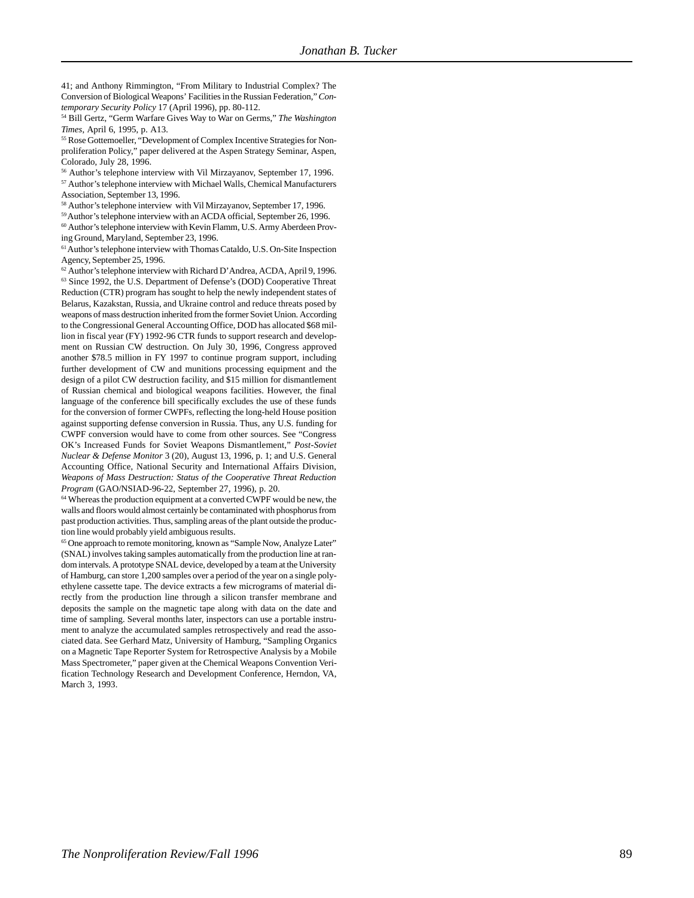41; and Anthony Rimmington, "From Military to Industrial Complex? The Conversion of Biological Weapons' Facilities in the Russian Federation," *Contemporary Security Policy* 17 (April 1996), pp. 80-112.

[54] Bill Gertz, "Germ Warfare Gives Way to War on Germs," *The Washington Times*, April 6, 1995, p. A13.

[55] Rose Gottemoeller, "Development of Complex Incentive Strategies for Nonproliferation Policy," paper delivered at the Aspen Strategy Seminar, Aspen, Colorado, July 28, 1996.

[56] Author's telephone interview with Vil Mirzayanov, September 17, 1996.

[57] Author's telephone interview with Michael Walls, Chemical Manufacturers Association, September 13, 1996.

[58] Author's telephone interview with Vil Mirzayanov, September 17, 1996.

[59] Author's telephone interview with an ACDA official, September 26, 1996.

[60] Author's telephone interview with Kevin Flamm, U.S. Army Aberdeen Proving Ground, Maryland, September 23, 1996.

[61] Author's telephone interview with Thomas Cataldo, U.S. On-Site Inspection Agency, September 25, 1996.

[62] Author's telephone interview with Richard D'Andrea, ACDA, April 9, 1996.

[63] Since 1992, the U.S. Department of Defense's (DOD) Cooperative Threat Reduction (CTR) program has sought to help the newly independent states of Belarus, Kazakstan, Russia, and Ukraine control and reduce threats posed by weapons of mass destruction inherited from the former Soviet Union. According to the Congressional General Accounting Office, DOD has allocated $68 million in fiscal year (FY) 1992-96 CTR funds to support research and development on Russian CW destruction. On July 30, 1996, Congress approved another $78.5 million in FY 1997 to continue program support, including further development of CW and munitions processing equipment and the design of a pilot CW destruction facility, and $15 million for dismantlement of Russian chemical and biological weapons facilities. However, the final language of the conference bill specifically excludes the use of these funds for the conversion of former CWPFs, reflecting the long-held House position against supporting defense conversion in Russia. Thus, any U.S. funding for CWPF conversion would have to come from other sources. See "Congress OK's Increased Funds for Soviet Weapons Dismantlement," *Post-Soviet Nuclear & Defense Monitor* 3 (20), August 13, 1996, p. 1; and U.S. General Accounting Office, National Security and International Affairs Division, *Weapons of Mass Destruction: Status of the Cooperative Threat Reduction Program* (GAO/NSIAD-96-22, September 27, 1996), p. 20.

[64] Whereas the production equipment at a converted CWPF would be new, the walls and floors would almost certainly be contaminated with phosphorus from past production activities. Thus, sampling areas of the plant outside the production line would probably yield ambiguous results.

[65] One approach to remote monitoring, known as "Sample Now, Analyze Later" (SNAL) involves taking samples automatically from the production line at random intervals. A prototype SNAL device, developed by a team at the University of Hamburg, can store 1,200 samples over a period of the year on a single polyethylene cassette tape. The device extracts a few micrograms of material directly from the production line through a silicon transfer membrane and deposits the sample on the magnetic tape along with data on the date and time of sampling. Several months later, inspectors can use a portable instrument to analyze the accumulated samples retrospectively and read the associated data. See Gerhard Matz, University of Hamburg, "Sampling Organics on a Magnetic Tape Reporter System for Retrospective Analysis by a Mobile Mass Spectrometer," paper given at the Chemical Weapons Convention Verification Technology Research and Development Conference, Herndon, VA, March 3, 1993.